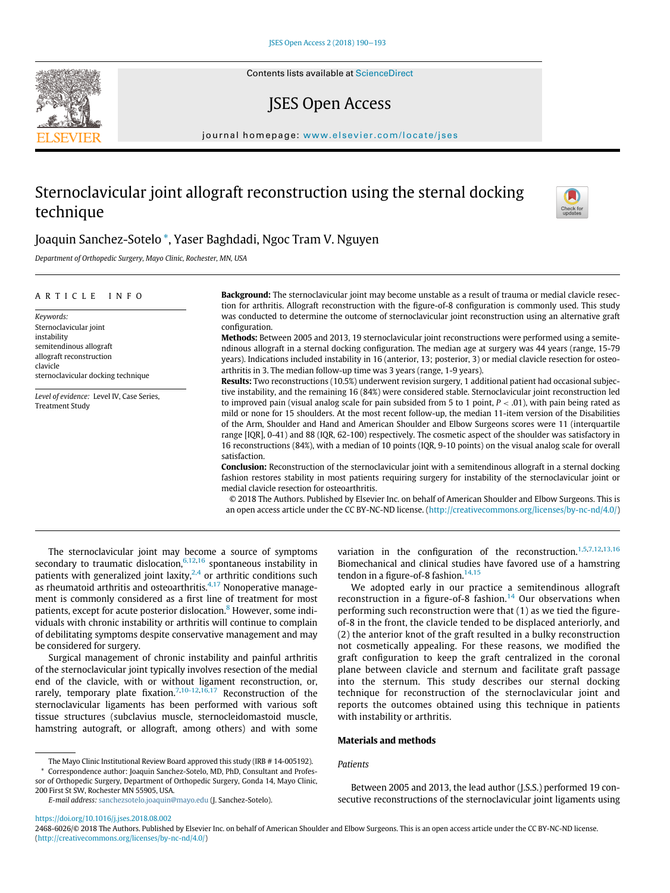# Sternoclavicular joint allograft reconstruction using the sternal docking technique

Joaquin Sanchez-Sotelo*, Yaser Baghdadi, Ngoc Tram V. Nguyen

*Department of Orthopedic Surgery, Mayo Clinic, Rochester, MN, USA*

ARTICLE INFO

*Keywords:*
Sternoclavicular joint
instability
semitendinous allograft
allograft reconstruction
clavicle
sternoclavicular docking technique

*Level of evidence:* Level IV, Case Series, Treatment Study

**Background:** The sternoclavicular joint may become unstable as a result of trauma or medial clavicle resection for arthritis. Allograft reconstruction with the figure-of-8 configuration is commonly used. This study was conducted to determine the outcome of sternoclavicular joint reconstruction using an alternative graft configuration.

**Methods:** Between 2005 and 2013, 19 sternoclavicular joint reconstructions were performed using a semitendinous allograft in a sternal docking configuration. The median age at surgery was 44 years (range, 15-79 years). Indications included instability in 16 (anterior, 13; posterior, 3) or medial clavicle resection for osteoarthritis in 3. The median follow-up time was 3 years (range, 1-9 years).

**Results:** Two reconstructions (10.5%) underwent revision surgery, 1 additional patient had occasional subjective instability, and the remaining 16 (84%) were considered stable. Sternoclavicular joint reconstruction led to improved pain (visual analog scale for pain subsided from 5 to 1 point, $P < .01$), with pain being rated as mild or none for 15 shoulders. At the most recent follow-up, the median 11-item version of the Disabilities of the Arm, Shoulder and Hand and American Shoulder and Elbow Surgeons scores were 11 (interquartile range [IQR], 0-41) and 88 (IQR, 62-100) respectively. The cosmetic aspect of the shoulder was satisfactory in 16 reconstructions (84%), with a median of 10 points (IQR, 9-10 points) on the visual analog scale for overall satisfaction.

**Conclusion:** Reconstruction of the sternoclavicular joint with a semitendinous allograft in a sternal docking fashion restores stability in most patients requiring surgery for instability of the sternoclavicular joint or medial clavicle resection for osteoarthritis.

© 2018 The Authors. Published by Elsevier Inc. on behalf of American Shoulder and Elbow Surgeons. This is an open access article under the CC BY-NC-ND license. (http://creativecommons.org/licenses/by-nc-nd/4.0/)

The sternoclavicular joint may become a source of symptoms secondary to traumatic dislocation,[6,12,16] spontaneous instability in patients with generalized joint laxity,[2,4] or arthritic conditions such as rheumatoid arthritis and osteoarthritis.[4,17] Nonoperative management is commonly considered as a first line of treatment for most patients, except for acute posterior dislocation.[8] However, some individuals with chronic instability or arthritis will continue to complain of debilitating symptoms despite conservative management and may be considered for surgery.

Surgical management of chronic instability and painful arthritis of the sternoclavicular joint typically involves resection of the medial end of the clavicle, with or without ligament reconstruction, or, rarely, temporary plate fixation.[7,10-12,16,17] Reconstruction of the sternoclavicular ligaments has been performed with various soft tissue structures (subclavius muscle, sternocleidomastoid muscle, hamstring autograft, or allograft, among others) and with some variation in the configuration of the reconstruction.[1,5,7,12,13,16] Biomechanical and clinical studies have favored use of a hamstring tendon in a figure-of-8 fashion.[14,15]

We adopted early in our practice a semitendinous allograft reconstruction in a figure-of-8 fashion.[14] Our observations when performing such reconstruction were that (1) as we tied the figure-of-8 in the front, the clavicle tended to be displaced anteriorly, and (2) the anterior knot of the graft resulted in a bulky reconstruction not cosmetically appealing. For these reasons, we modified the graft configuration to keep the graft centralized in the coronal plane between clavicle and sternum and facilitate graft passage into the sternum. This study describes our sternal docking technique for reconstruction of the sternoclavicular joint and reports the outcomes obtained using this technique in patients with instability or arthritis.

## Materials and methods

### Patients

Between 2005 and 2013, the lead author (J.S.S.) performed 19 consecutive reconstructions of the sternoclavicular joint ligaments using

The Mayo Clinic Institutional Review Board approved this study (IRB # 14-005192).

* Correspondence author: Joaquin Sanchez-Sotelo, MD, PhD, Consultant and Professor of Orthopedic Surgery, Department of Orthopedic Surgery, Gonda 14, Mayo Clinic, 200 First St SW, Rochester MN 55905, USA.

*E-mail address:* sanchezsotelo.joaquin@mayo.edu (J. Sanchez-Sotelo).

https://doi.org/10.1016/j.jses.2018.08.002

2468-6026/© 2018 The Authors. Published by Elsevier Inc. on behalf of American Shoulder and Elbow Surgeons. This is an open access article under the CC BY-NC-ND license. (http://creativecommons.org/licenses/by-nc-nd/4.0/)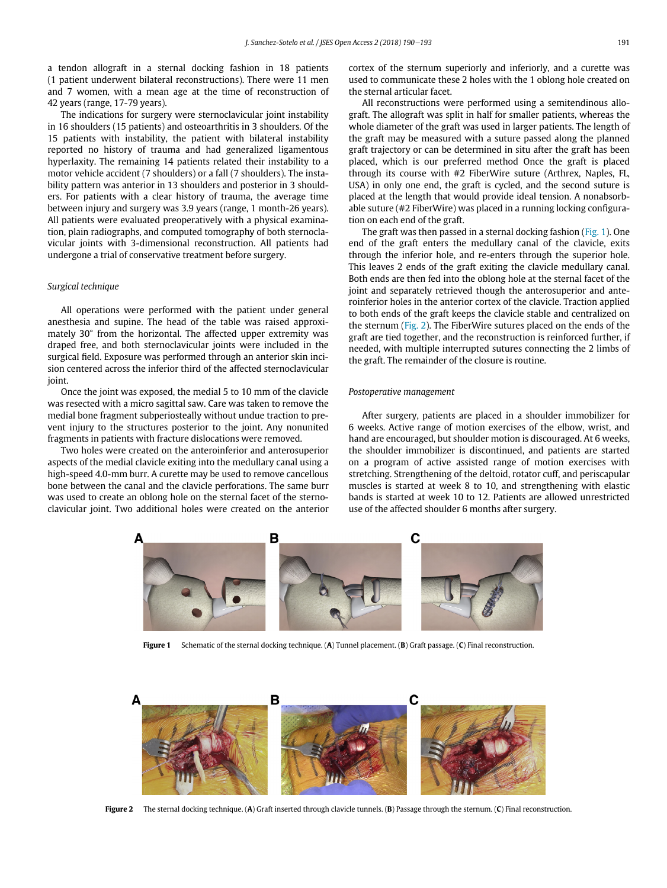a tendon allograft in a sternal docking fashion in 18 patients (1 patient underwent bilateral reconstructions). There were 11 men and 7 women, with a mean age at the time of reconstruction of 42 years (range, 17-79 years).

The indications for surgery were sternoclavicular joint instability in 16 shoulders (15 patients) and osteoarthritis in 3 shoulders. Of the 15 patients with instability, the patient with bilateral instability reported no history of trauma and had generalized ligamentous hyperlaxity. The remaining 14 patients related their instability to a motor vehicle accident (7 shoulders) or a fall (7 shoulders). The instability pattern was anterior in 13 shoulders and posterior in 3 shoulders. For patients with a clear history of trauma, the average time between injury and surgery was 3.9 years (range, 1 month-26 years). All patients were evaluated preoperatively with a physical examination, plain radiographs, and computed tomography of both sternoclavicular joints with 3-dimensional reconstruction. All patients had undergone a trial of conservative treatment before surgery.

### *Surgical technique*

All operations were performed with the patient under general anesthesia and supine. The head of the table was raised approximately 30° from the horizontal. The affected upper extremity was draped free, and both sternoclavicular joints were included in the surgical field. Exposure was performed through an anterior skin incision centered across the inferior third of the affected sternoclavicular joint.

Once the joint was exposed, the medial 5 to 10 mm of the clavicle was resected with a micro sagittal saw. Care was taken to remove the medial bone fragment subperiosteally without undue traction to prevent injury to the structures posterior to the joint. Any nonunited fragments in patients with fracture dislocations were removed.

Two holes were created on the anteroinferior and anterosuperior aspects of the medial clavicle exiting into the medullary canal using a high-speed 4.0-mm burr. A curette may be used to remove cancellous bone between the canal and the clavicle perforations. The same burr was used to create an oblong hole on the sternal facet of the sternoclavicular joint. Two additional holes were created on the anterior cortex of the sternum superiorly and inferiorly, and a curette was used to communicate these 2 holes with the 1 oblong hole created on the sternal articular facet.

All reconstructions were performed using a semitendinous allograft. The allograft was split in half for smaller patients, whereas the whole diameter of the graft was used in larger patients. The length of the graft may be measured with a suture passed along the planned graft trajectory or can be determined in situ after the graft has been placed, which is our preferred method Once the graft is placed through its course with #2 FiberWire suture (Arthrex, Naples, FL, USA) in only one end, the graft is cycled, and the second suture is placed at the length that would provide ideal tension. A nonabsorbable suture (#2 FiberWire) was placed in a running locking configuration on each end of the graft.

The graft was then passed in a sternal docking fashion (Fig. 1). One end of the graft enters the medullary canal of the clavicle, exits through the inferior hole, and re-enters through the superior hole. This leaves 2 ends of the graft exiting the clavicle medullary canal. Both ends are then fed into the oblong hole at the sternal facet of the joint and separately retrieved though the anterosuperior and anteroinferior holes in the anterior cortex of the clavicle. Traction applied to both ends of the graft keeps the clavicle stable and centralized on the sternum (Fig. 2). The FiberWire sutures placed on the ends of the graft are tied together, and the reconstruction is reinforced further, if needed, with multiple interrupted sutures connecting the 2 limbs of the graft. The remainder of the closure is routine.

### *Postoperative management*

After surgery, patients are placed in a shoulder immobilizer for 6 weeks. Active range of motion exercises of the elbow, wrist, and hand are encouraged, but shoulder motion is discouraged. At 6 weeks, the shoulder immobilizer is discontinued, and patients are started on a program of active assisted range of motion exercises with stretching. Strengthening of the deltoid, rotator cuff, and periscapular muscles is started at week 8 to 10, and strengthening with elastic bands is started at week 10 to 12. Patients are allowed unrestricted use of the affected shoulder 6 months after surgery.

**Figure 1** Schematic of the sternal docking technique. (**A**) Tunnel placement. (**B**) Graft passage. (**C**) Final reconstruction.

**Figure 2** The sternal docking technique. (**A**) Graft inserted through clavicle tunnels. (**B**) Passage through the sternum. (**C**) Final reconstruction.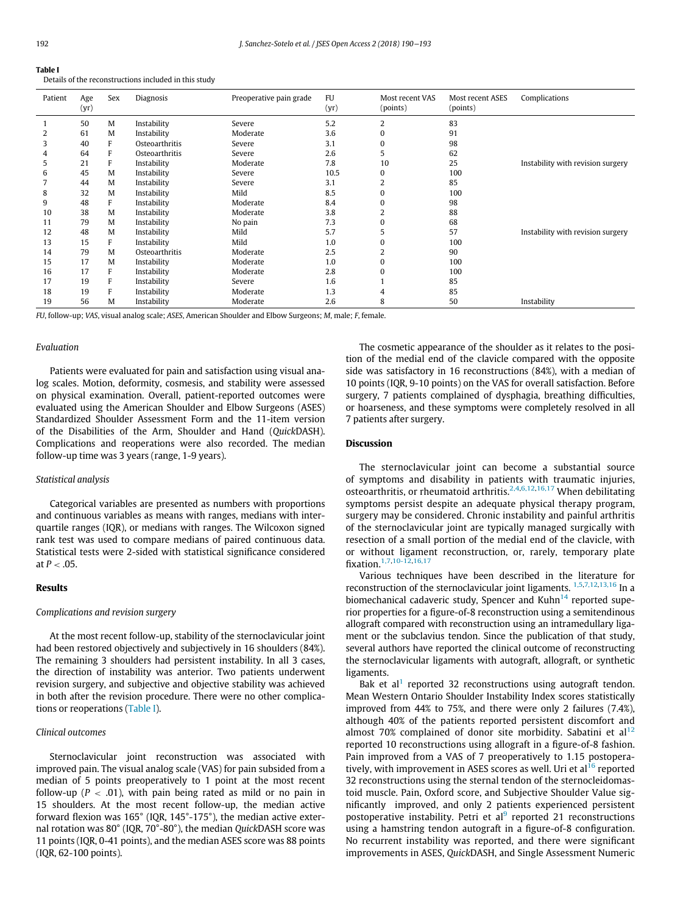**Table I**
Details of the reconstructions included in this study

| Patient | Age (yr) | Sex | Diagnosis | Preoperative pain grade | FU (yr) | Most recent VAS (points) | Most recent ASES (points) | Complications |
|---|---|---|---|---|---|---|---|---|
| 1 | 50 | M | Instability | Severe | 5.2 | 2 | 83 | |
| 2 | 61 | M | Instability | Moderate | 3.6 | 0 | 91 | |
| 3 | 40 | F | Osteoarthritis | Severe | 3.1 | 0 | 98 | |
| 4 | 64 | F | Osteoarthritis | Severe | 2.6 | 5 | 62 | |
| 5 | 21 | F | Instability | Moderate | 7.8 | 10 | 25 | Instability with revision surgery |
| 6 | 45 | M | Instability | Severe | 10.5 | 0 | 100 | |
| 7 | 44 | M | Instability | Severe | 3.1 | 2 | 85 | |
| 8 | 32 | M | Instability | Mild | 8.5 | 0 | 100 | |
| 9 | 48 | F | Instability | Moderate | 8.4 | 0 | 98 | |
| 10 | 38 | M | Instability | Moderate | 3.8 | 2 | 88 | |
| 11 | 79 | M | Instability | No pain | 7.3 | 0 | 68 | |
| 12 | 48 | M | Instability | Mild | 5.7 | 5 | 57 | Instability with revision surgery |
| 13 | 15 | F | Instability | Mild | 1.0 | 0 | 100 | |
| 14 | 79 | M | Osteoarthritis | Moderate | 2.5 | 2 | 90 | |
| 15 | 17 | M | Instability | Moderate | 1.0 | 0 | 100 | |
| 16 | 17 | F | Instability | Moderate | 2.8 | 0 | 100 | |
| 17 | 19 | F | Instability | Severe | 1.6 | 1 | 85 | |
| 18 | 19 | F | Instability | Moderate | 1.3 | 4 | 85 | |
| 19 | 56 | M | Instability | Moderate | 2.6 | 8 | 50 | Instability |

*FU*, follow-up; *VAS*, visual analog scale; *ASES*, American Shoulder and Elbow Surgeons; *M*, male; *F*, female.

### Evaluation

Patients were evaluated for pain and satisfaction using visual analog scales. Motion, deformity, cosmesis, and stability were assessed on physical examination. Overall, patient-reported outcomes were evaluated using the American Shoulder and Elbow Surgeons (ASES) Standardized Shoulder Assessment Form and the 11-item version of the Disabilities of the Arm, Shoulder and Hand (*Quick*DASH). Complications and reoperations were also recorded. The median follow-up time was 3 years (range, 1-9 years).

### Statistical analysis

Categorical variables are presented as numbers with proportions and continuous variables as means with ranges, medians with interquartile ranges (IQR), or medians with ranges. The Wilcoxon signed rank test was used to compare medians of paired continuous data. Statistical tests were 2-sided with statistical significance considered at $P < .05$.

## Results

### Complications and revision surgery

At the most recent follow-up, stability of the sternoclavicular joint had been restored objectively and subjectively in 16 shoulders (84%). The remaining 3 shoulders had persistent instability. In all 3 cases, the direction of instability was anterior. Two patients underwent revision surgery, and subjective and objective stability was achieved in both after the revision procedure. There were no other complications or reoperations (Table I).

### Clinical outcomes

Sternoclavicular joint reconstruction was associated with improved pain. The visual analog scale (VAS) for pain subsided from a median of 5 points preoperatively to 1 point at the most recent follow-up ($P < .01$), with pain being rated as mild or no pain in 15 shoulders. At the most recent follow-up, the median active forward flexion was 165° (IQR, 145°-175°), the median active external rotation was 80° (IQR, 70°-80°), the median *Quick*DASH score was 11 points (IQR, 0-41 points), and the median ASES score was 88 points (IQR, 62-100 points).

The cosmetic appearance of the shoulder as it relates to the position of the medial end of the clavicle compared with the opposite side was satisfactory in 16 reconstructions (84%), with a median of 10 points (IQR, 9-10 points) on the VAS for overall satisfaction. Before surgery, 7 patients complained of dysphagia, breathing difficulties, or hoarseness, and these symptoms were completely resolved in all 7 patients after surgery.

## Discussion

The sternoclavicular joint can become a substantial source of symptoms and disability in patients with traumatic injuries, osteoarthritis, or rheumatoid arthritis.[2,4,6,12,16,17] When debilitating symptoms persist despite an adequate physical therapy program, surgery may be considered. Chronic instability and painful arthritis of the sternoclavicular joint are typically managed surgically with resection of a small portion of the medial end of the clavicle, with or without ligament reconstruction, or, rarely, temporary plate fixation.[1,7,10-12,16,17]

Various techniques have been described in the literature for reconstruction of the sternoclavicular joint ligaments.[1,5,7,12,13,16] In a biomechanical cadaveric study, Spencer and Kuhn[14] reported superior properties for a figure-of-8 reconstruction using a semitendinous allograft compared with reconstruction using an intramedullary ligament or the subclavius tendon. Since the publication of that study, several authors have reported the clinical outcome of reconstructing the sternoclavicular ligaments with autograft, allograft, or synthetic ligaments.

Bak et al[1] reported 32 reconstructions using autograft tendon. Mean Western Ontario Shoulder Instability Index scores statistically improved from 44% to 75%, and there were only 2 failures (7.4%), although 40% of the patients reported persistent discomfort and almost 70% complained of donor site morbidity. Sabatini et al[12] reported 10 reconstructions using allograft in a figure-of-8 fashion. Pain improved from a VAS of 7 preoperatively to 1.15 postoperatively, with improvement in ASES scores as well. Uri et al[16] reported 32 reconstructions using the sternal tendon of the sternocleidomastoid muscle. Pain, Oxford score, and Subjective Shoulder Value significantly improved, and only 2 patients experienced persistent postoperative instability. Petri et al[9] reported 21 reconstructions using a hamstring tendon autograft in a figure-of-8 configuration. No recurrent instability was reported, and there were significant improvements in ASES, *Quick*DASH, and Single Assessment Numeric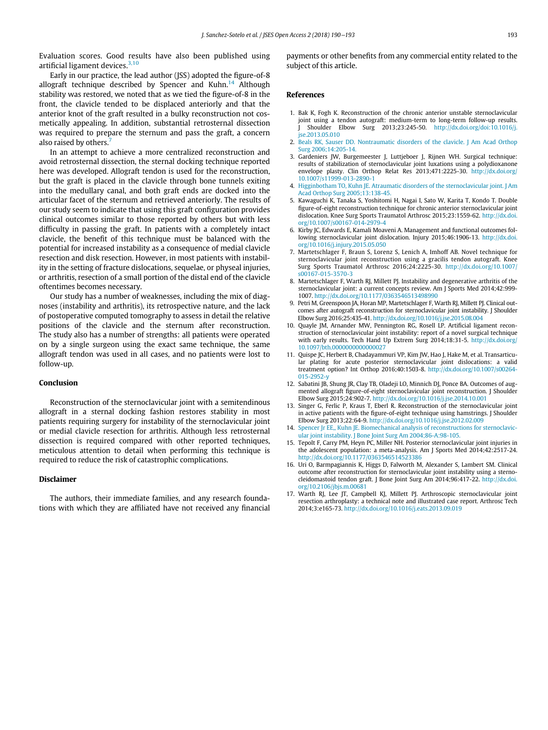Evaluation scores. Good results have also been published using artificial ligament devices.[3,10]

Early in our practice, the lead author (JSS) adopted the figure-of-8 allograft technique described by Spencer and Kuhn.[14] Although stability was restored, we noted that as we tied the figure-of-8 in the front, the clavicle tended to be displaced anteriorly and that the anterior knot of the graft resulted in a bulky reconstruction not cosmetically appealing. In addition, substantial retrosternal dissection was required to prepare the sternum and pass the graft, a concern also raised by others.[7]

In an attempt to achieve a more centralized reconstruction and avoid retrosternal dissection, the sternal docking technique reported here was developed. Allograft tendon is used for the reconstruction, but the graft is placed in the clavicle through bone tunnels exiting into the medullary canal, and both graft ends are docked into the articular facet of the sternum and retrieved anteriorly. The results of our study seem to indicate that using this graft configuration provides clinical outcomes similar to those reported by others but with less difficulty in passing the graft. In patients with a completely intact clavicle, the benefit of this technique must be balanced with the potential for increased instability as a consequence of medial clavicle resection and disk resection. However, in most patients with instability in the setting of fracture dislocations, sequelae, or physeal injuries, or arthritis, resection of a small portion of the distal end of the clavicle oftentimes becomes necessary.

Our study has a number of weaknesses, including the mix of diagnoses (instability and arthritis), its retrospective nature, and the lack of postoperative computed tomography to assess in detail the relative positions of the clavicle and the sternum after reconstruction. The study also has a number of strengths: all patients were operated on by a single surgeon using the exact same technique, the same allograft tendon was used in all cases, and no patients were lost to follow-up.

## Conclusion

Reconstruction of the sternoclavicular joint with a semitendinous allograft in a sternal docking fashion restores stability in most patients requiring surgery for instability of the sternoclavicular joint or medial clavicle resection for arthritis. Although less retrosternal dissection is required compared with other reported techniques, meticulous attention to detail when performing this technique is required to reduce the risk of catastrophic complications.

## Disclaimer

The authors, their immediate families, and any research foundations with which they are affiliated have not received any financial payments or other benefits from any commercial entity related to the subject of this article.

## References

1. Bak K, Fogh K. Reconstruction of the chronic anterior unstable sternoclavicular joint using a tendon autograft: medium-term to long-term follow-up results. J Shoulder Elbow Surg 2013;23:245-50. http://dx.doi.org/doi:10.1016/j.jse.2013.05.010
2. Beals RK, Sauser DD. Nontraumatic disorders of the clavicle. J Am Acad Orthop Surg 2006;14:205-14.
3. Gardeniers JW, Burgemeester J, Luttjeboer J, Rijnen WH. Surgical technique: results of stabilization of sternoclavicular joint luxations using a polydioxanone envelope plasty. Clin Orthop Relat Res 2013;471:2225-30. http://dx.doi.org/10.1007/s11999-013-2890-1
4. Higginbotham TO, Kuhn JE. Atraumatic disorders of the sternoclavicular joint. J Am Acad Orthop Surg 2005;13:138-45.
5. Kawaguchi K, Tanaka S, Yoshitomi H, Nagai I, Sato W, Karita T, Kondo T. Double figure-of-eight reconstruction technique for chronic anterior sternoclavicular joint dislocation. Knee Surg Sports Traumatol Arthrosc 2015;23:1559-62. http://dx.doi.org/10.1007/s00167-014-2979-4
6. Kirby JC, Edwards E, Kamali Moaveni A. Management and functional outcomes following sternoclavicular joint dislocation. Injury 2015;46:1906-13. http://dx.doi.org/10.1016/j.injury.2015.05.050
7. Martetschlager F, Braun S, Lorenz S, Lenich A, Imhoff AB. Novel technique for sternoclavicular joint reconstruction using a gracilis tendon autograft. Knee Surg Sports Traumatol Arthrosc 2016;24:2225-30. http://dx.doi.org/10.1007/s00167-015-3570-3
8. Martetschlager F, Warth RJ, Millett PJ. Instability and degenerative arthritis of the sternoclavicular joint: a current concepts review. Am J Sports Med 2014;42:999-1007. http://dx.doi.org/10.1177/0363546513498990
9. Petri M, Greenspoon JA, Horan MP, Martetschlager F, Warth RJ, Millett PJ. Clinical outcomes after autograft reconstruction for sternoclavicular joint instability. J Shoulder Elbow Surg 2016;25:435-41. http://dx.doi.org/10.1016/j.jse.2015.08.004
10. Quayle JM, Arnander MW, Pennington RG, Rosell LP. Artificial ligament reconstruction of sternoclavicular joint instability: report of a novel surgical technique with early results. Tech Hand Up Extrem Surg 2014;18:31-5. http://dx.doi.org/10.1097/bth.0000000000000027
11. Quispe JC, Herbert B, Chadayammuri VP, Kim JW, Hao J, Hake M, et al. Transarticular plating for acute posterior sternoclavicular joint dislocations: a valid treatment option? Int Orthop 2016;40:1503-8. http://dx.doi.org/10.1007/s00264-015-2952-y
12. Sabatini JB, Shung JR, Clay TB, Oladeji LO, Minnich DJ, Ponce BA. Outcomes of augmented allograft figure-of-eight sternoclavicular joint reconstruction. J Shoulder Elbow Surg 2015;24:902-7. http://dx.doi.org/10.1016/j.jse.2014.10.001
13. Singer G, Ferlic P, Kraus T, Eberl R. Reconstruction of the sternoclavicular joint in active patients with the figure-of-eight technique using hamstrings. J Shoulder Elbow Surg 2013;22:64-9. http://dx.doi.org/10.1016/j.jse.2012.02.009
14. Spencer Jr EE,, Kuhn JE. Biomechanical analysis of reconstructions for sternoclavicular joint instability. J Bone Joint Surg Am 2004;86-A:98-105.
15. Tepolt F, Carry PM, Heyn PC, Miller NH. Posterior sternoclavicular joint injuries in the adolescent population: a meta-analysis. Am J Sports Med 2014;42:2517-24. http://dx.doi.org/10.1177/0363546514523386
16. Uri O, Barmpagiannis K, Higgs D, Falworth M, Alexander S, Lambert SM. Clinical outcome after reconstruction for sternoclavicular joint instability using a sternocleidomastoid tendon graft. J Bone Joint Surg Am 2014;96:417-22. http://dx.doi.org/10.2106/jbjs.m.00681
17. Warth RJ, Lee JT, Campbell KJ, Millett PJ. Arthroscopic sternoclavicular joint resection arthroplasty: a technical note and illustrated case report. Arthrosc Tech 2014;3:e165-73. http://dx.doi.org/10.1016/j.eats.2013.09.019